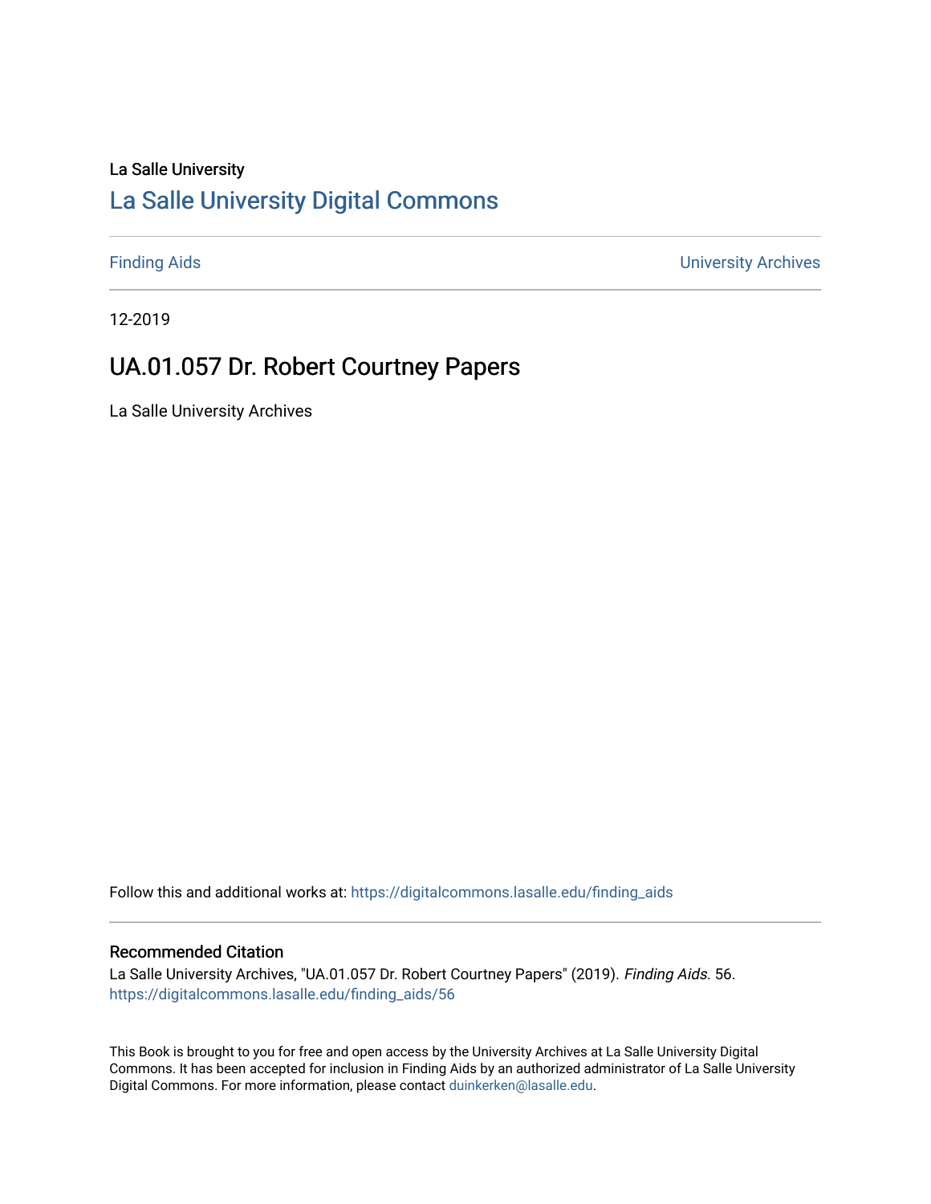La Salle University

## La Salle University Digital Commons

Finding Aids | University Archives

12-2019

# UA.01.057 Dr. Robert Courtney Papers

La Salle University Archives

Follow this and additional works at: https://digitalcommons.lasalle.edu/finding_aids

### Recommended Citation

La Salle University Archives, "UA.01.057 Dr. Robert Courtney Papers" (2019). *Finding Aids*. 56.
https://digitalcommons.lasalle.edu/finding_aids/56

This Book is brought to you for free and open access by the University Archives at La Salle University Digital Commons. It has been accepted for inclusion in Finding Aids by an authorized administrator of La Salle University Digital Commons. For more information, please contact duinkerken@lasalle.edu.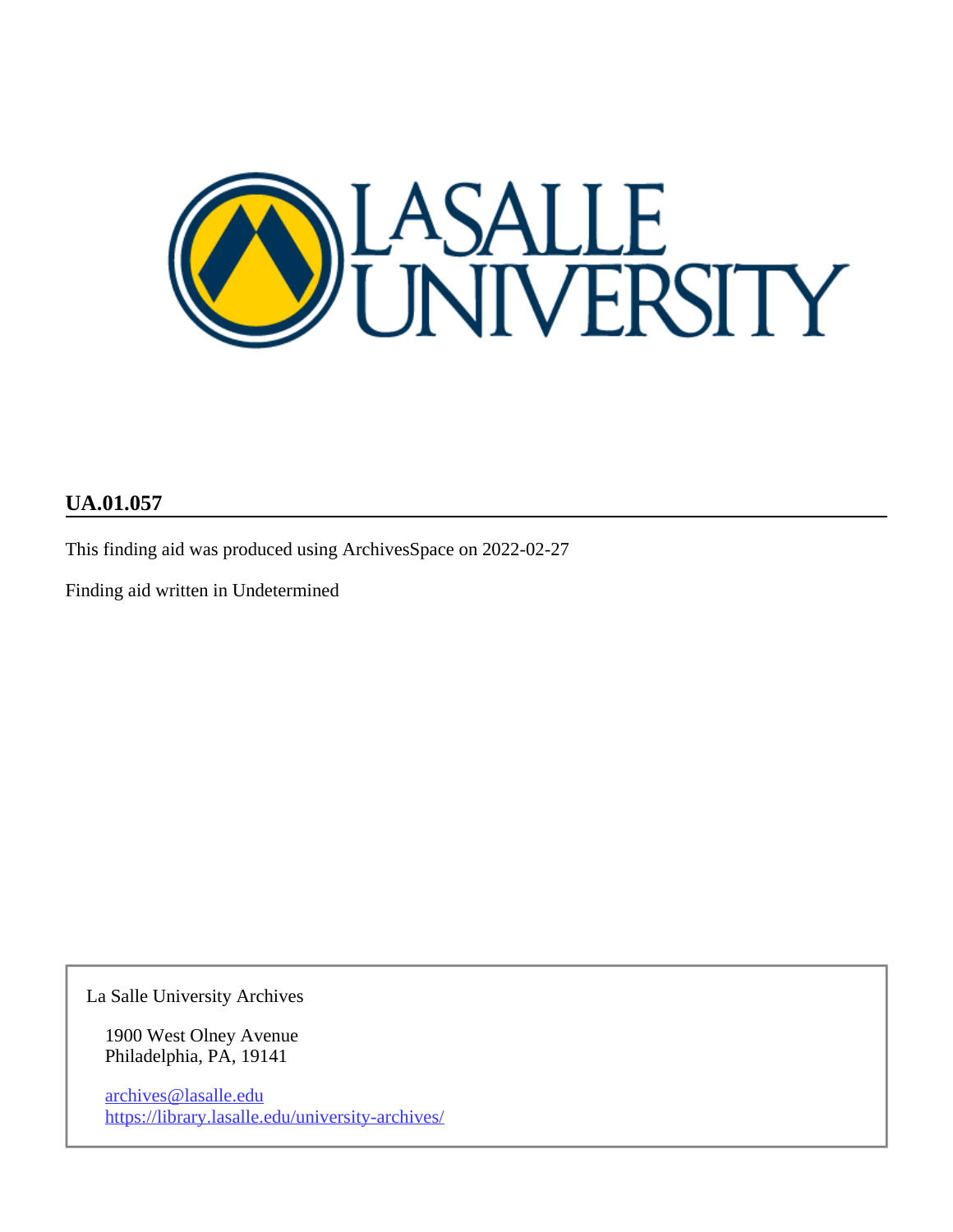## UA.01.057

This finding aid was produced using ArchivesSpace on 2022-02-27

Finding aid written in Undetermined

La Salle University Archives

1900 West Olney Avenue
Philadelphia, PA, 19141

archives@lasalle.edu
https://library.lasalle.edu/university-archives/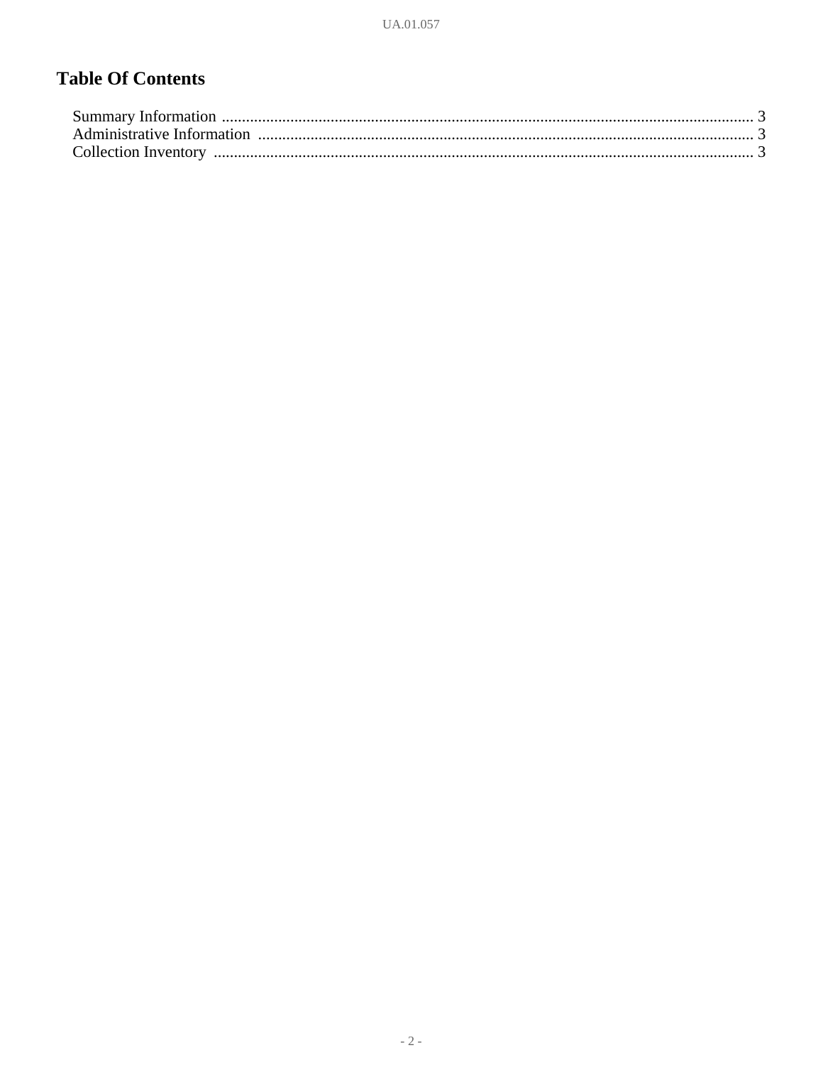# Table Of Contents

Summary Information ..................................................................................................................................... 3
Administrative Information ........................................................................................................................... 3
Collection Inventory ...................................................................................................................................... 3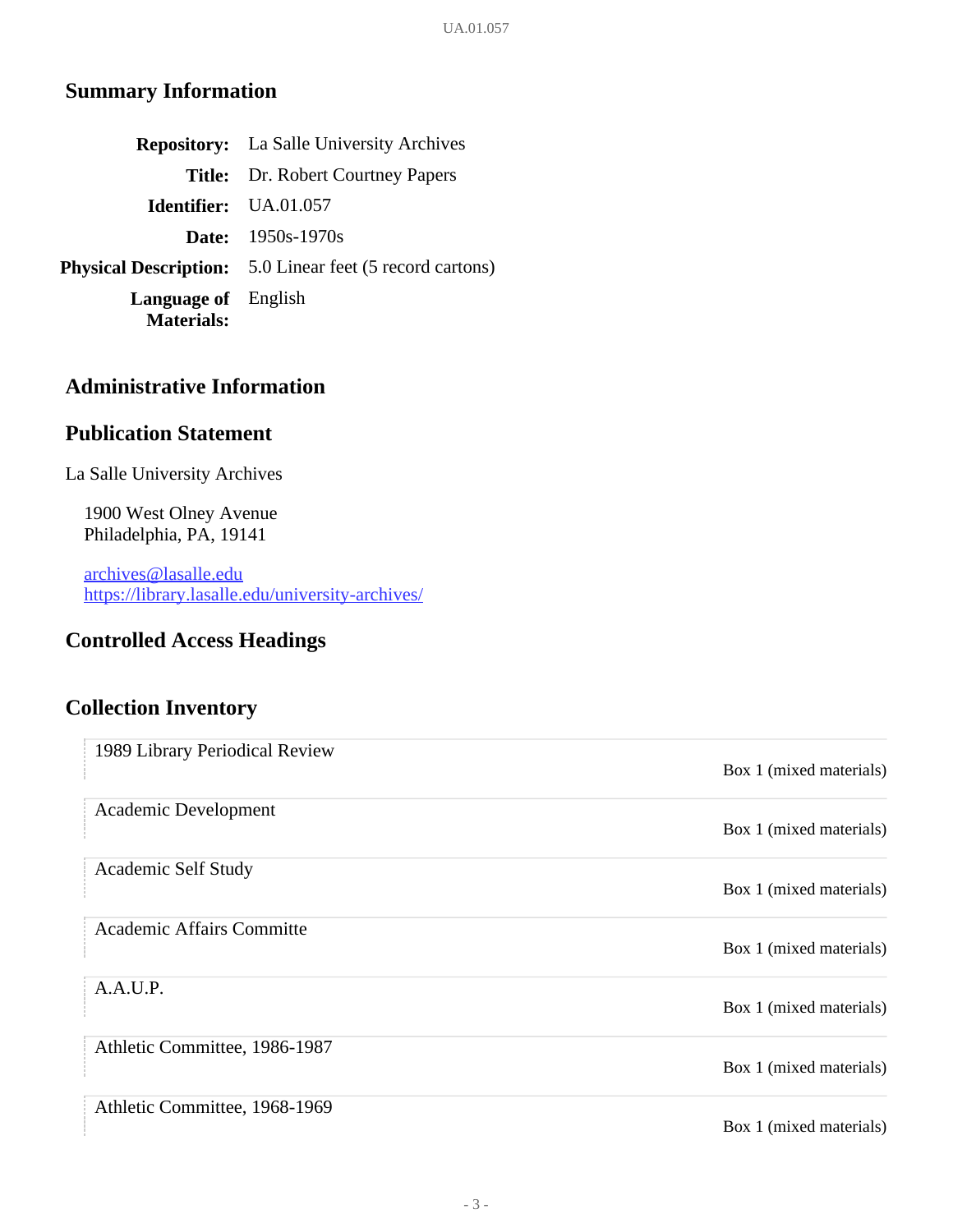## Summary Information

| | |
|---|---|
| **Repository:** | La Salle University Archives |
| **Title:** | Dr. Robert Courtney Papers |
| **Identifier:** | UA.01.057 |
| **Date:** | 1950s-1970s |
| **Physical Description:** | 5.0 Linear feet (5 record cartons) |
| **Language of Materials:** | English |

## Administrative Information

## Publication Statement

La Salle University Archives

1900 West Olney Avenue
Philadelphia, PA, 19141

archives@lasalle.edu
https://library.lasalle.edu/university-archives/

## Controlled Access Headings

## Collection Inventory

| | |
|---|---|
| 1989 Library Periodical Review | Box 1 (mixed materials) |
| Academic Development | Box 1 (mixed materials) |
| Academic Self Study | Box 1 (mixed materials) |
| Academic Affairs Committe | Box 1 (mixed materials) |
| A.A.U.P. | Box 1 (mixed materials) |
| Athletic Committee, 1986-1987 | Box 1 (mixed materials) |
| Athletic Committee, 1968-1969 | Box 1 (mixed materials) |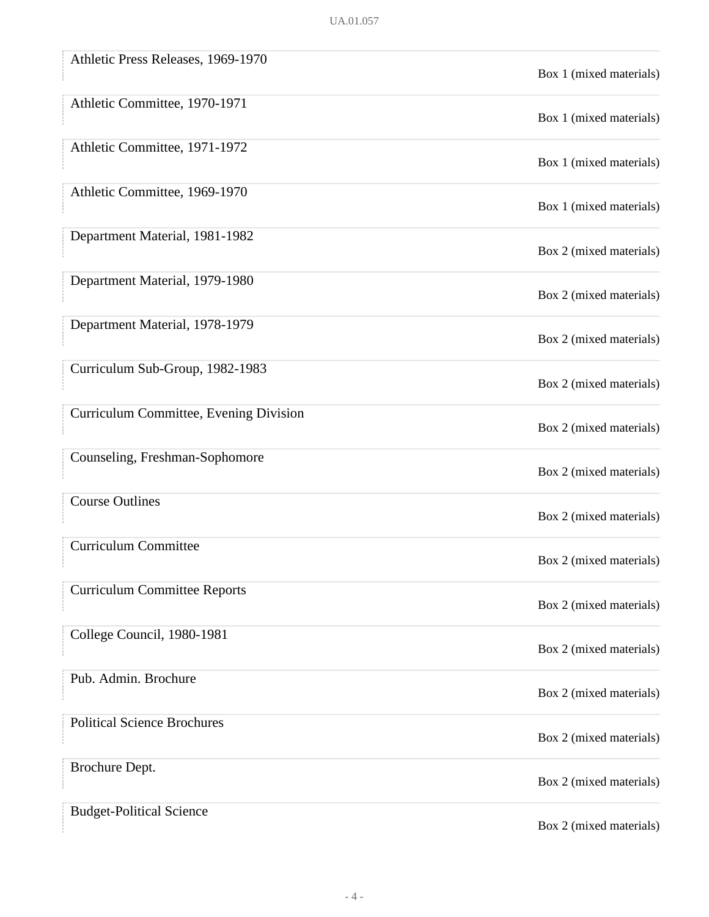| Title | Location |
| --- | --- |
| Athletic Press Releases, 1969-1970 | Box 1 (mixed materials) |
| Athletic Committee, 1970-1971 | Box 1 (mixed materials) |
| Athletic Committee, 1971-1972 | Box 1 (mixed materials) |
| Athletic Committee, 1969-1970 | Box 1 (mixed materials) |
| Department Material, 1981-1982 | Box 2 (mixed materials) |
| Department Material, 1979-1980 | Box 2 (mixed materials) |
| Department Material, 1978-1979 | Box 2 (mixed materials) |
| Curriculum Sub-Group, 1982-1983 | Box 2 (mixed materials) |
| Curriculum Committee, Evening Division | Box 2 (mixed materials) |
| Counseling, Freshman-Sophomore | Box 2 (mixed materials) |
| Course Outlines | Box 2 (mixed materials) |
| Curriculum Committee | Box 2 (mixed materials) |
| Curriculum Committee Reports | Box 2 (mixed materials) |
| College Council, 1980-1981 | Box 2 (mixed materials) |
| Pub. Admin. Brochure | Box 2 (mixed materials) |
| Political Science Brochures | Box 2 (mixed materials) |
| Brochure Dept. | Box 2 (mixed materials) |
| Budget-Political Science | Box 2 (mixed materials) |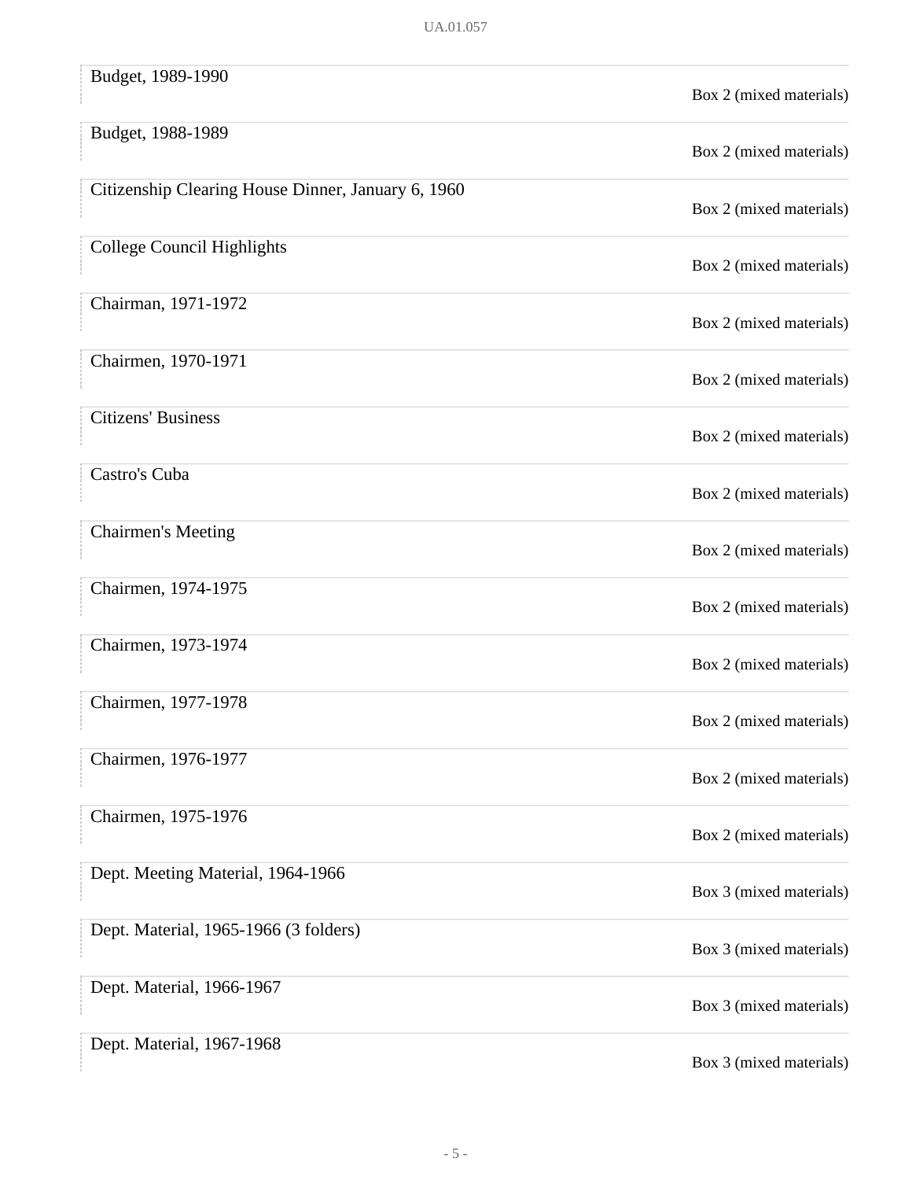| | |
|---|---|
| Budget, 1989-1990 | Box 2 (mixed materials) |
| Budget, 1988-1989 | Box 2 (mixed materials) |
| Citizenship Clearing House Dinner, January 6, 1960 | Box 2 (mixed materials) |
| College Council Highlights | Box 2 (mixed materials) |
| Chairman, 1971-1972 | Box 2 (mixed materials) |
| Chairmen, 1970-1971 | Box 2 (mixed materials) |
| Citizens' Business | Box 2 (mixed materials) |
| Castro's Cuba | Box 2 (mixed materials) |
| Chairmen's Meeting | Box 2 (mixed materials) |
| Chairmen, 1974-1975 | Box 2 (mixed materials) |
| Chairmen, 1973-1974 | Box 2 (mixed materials) |
| Chairmen, 1977-1978 | Box 2 (mixed materials) |
| Chairmen, 1976-1977 | Box 2 (mixed materials) |
| Chairmen, 1975-1976 | Box 2 (mixed materials) |
| Dept. Meeting Material, 1964-1966 | Box 3 (mixed materials) |
| Dept. Material, 1965-1966 (3 folders) | Box 3 (mixed materials) |
| Dept. Material, 1966-1967 | Box 3 (mixed materials) |
| Dept. Material, 1967-1968 | Box 3 (mixed materials) |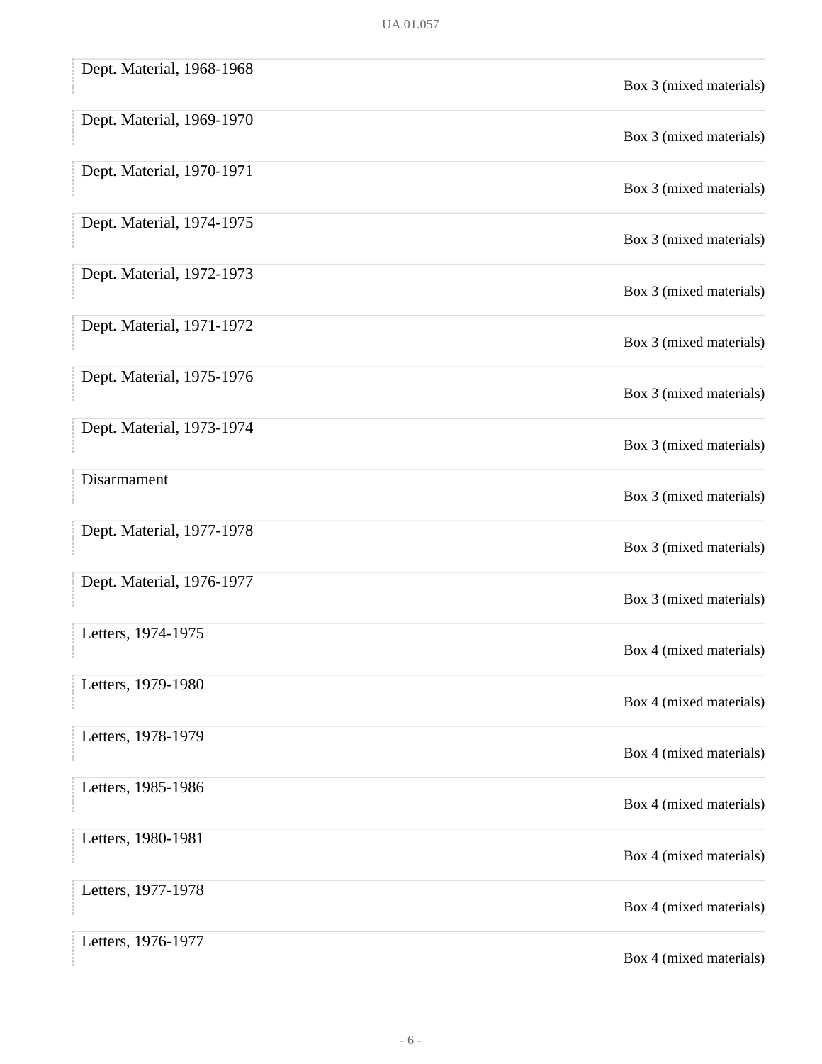| | |
|---|---|
| Dept. Material, 1968-1968 | Box 3 (mixed materials) |
| Dept. Material, 1969-1970 | Box 3 (mixed materials) |
| Dept. Material, 1970-1971 | Box 3 (mixed materials) |
| Dept. Material, 1974-1975 | Box 3 (mixed materials) |
| Dept. Material, 1972-1973 | Box 3 (mixed materials) |
| Dept. Material, 1971-1972 | Box 3 (mixed materials) |
| Dept. Material, 1975-1976 | Box 3 (mixed materials) |
| Dept. Material, 1973-1974 | Box 3 (mixed materials) |
| Disarmament | Box 3 (mixed materials) |
| Dept. Material, 1977-1978 | Box 3 (mixed materials) |
| Dept. Material, 1976-1977 | Box 3 (mixed materials) |
| Letters, 1974-1975 | Box 4 (mixed materials) |
| Letters, 1979-1980 | Box 4 (mixed materials) |
| Letters, 1978-1979 | Box 4 (mixed materials) |
| Letters, 1985-1986 | Box 4 (mixed materials) |
| Letters, 1980-1981 | Box 4 (mixed materials) |
| Letters, 1977-1978 | Box 4 (mixed materials) |
| Letters, 1976-1977 | Box 4 (mixed materials) |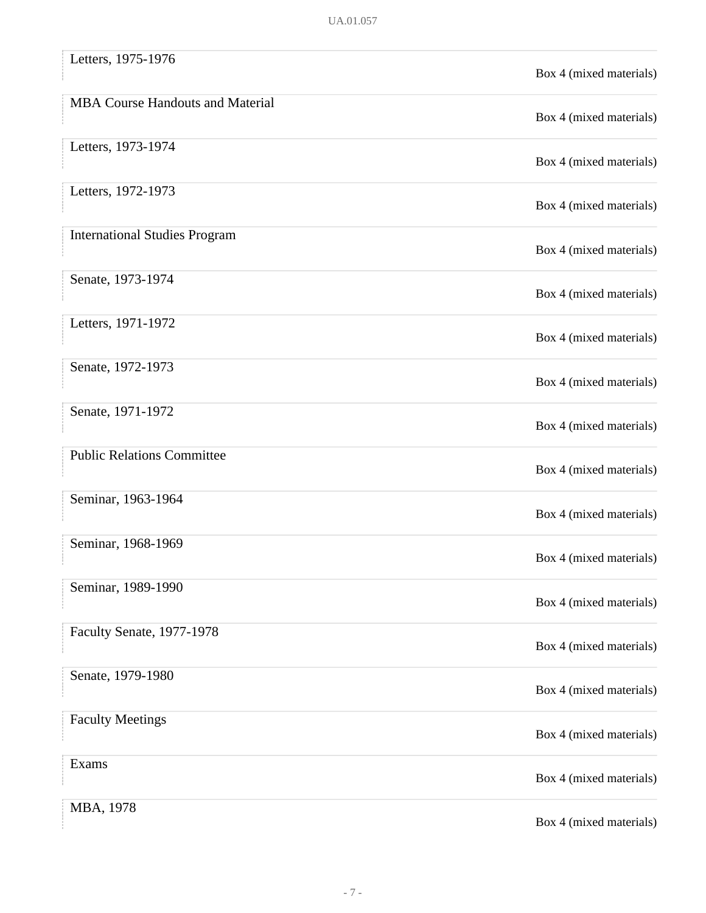| Title | Location |
| --- | --- |
| Letters, 1975-1976 | Box 4 (mixed materials) |
| MBA Course Handouts and Material | Box 4 (mixed materials) |
| Letters, 1973-1974 | Box 4 (mixed materials) |
| Letters, 1972-1973 | Box 4 (mixed materials) |
| International Studies Program | Box 4 (mixed materials) |
| Senate, 1973-1974 | Box 4 (mixed materials) |
| Letters, 1971-1972 | Box 4 (mixed materials) |
| Senate, 1972-1973 | Box 4 (mixed materials) |
| Senate, 1971-1972 | Box 4 (mixed materials) |
| Public Relations Committee | Box 4 (mixed materials) |
| Seminar, 1963-1964 | Box 4 (mixed materials) |
| Seminar, 1968-1969 | Box 4 (mixed materials) |
| Seminar, 1989-1990 | Box 4 (mixed materials) |
| Faculty Senate, 1977-1978 | Box 4 (mixed materials) |
| Senate, 1979-1980 | Box 4 (mixed materials) |
| Faculty Meetings | Box 4 (mixed materials) |
| Exams | Box 4 (mixed materials) |
| MBA, 1978 | Box 4 (mixed materials) |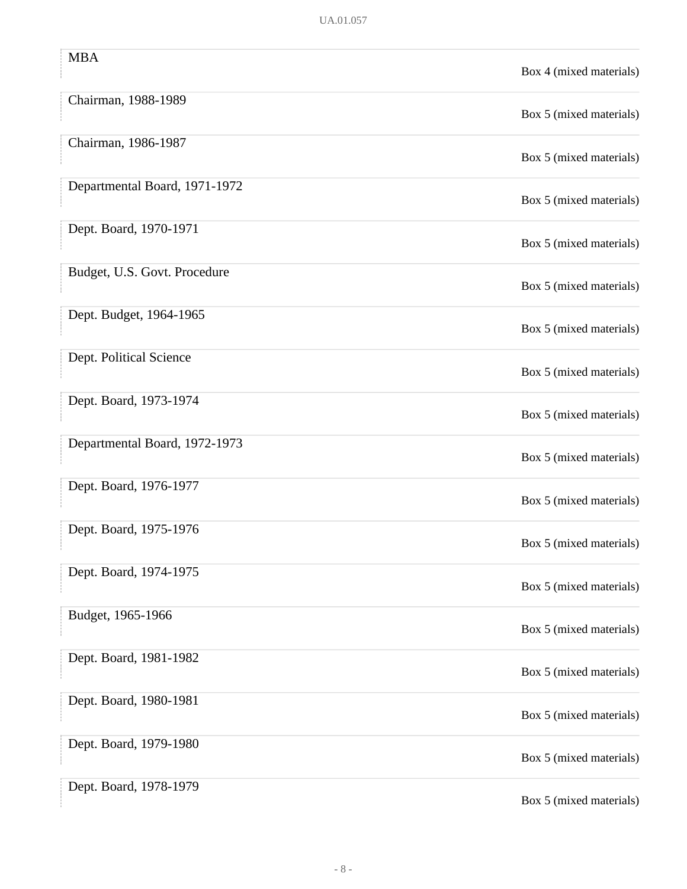| | |
|---|---|
| MBA | Box 4 (mixed materials) |
| Chairman, 1988-1989 | Box 5 (mixed materials) |
| Chairman, 1986-1987 | Box 5 (mixed materials) |
| Departmental Board, 1971-1972 | Box 5 (mixed materials) |
| Dept. Board, 1970-1971 | Box 5 (mixed materials) |
| Budget, U.S. Govt. Procedure | Box 5 (mixed materials) |
| Dept. Budget, 1964-1965 | Box 5 (mixed materials) |
| Dept. Political Science | Box 5 (mixed materials) |
| Dept. Board, 1973-1974 | Box 5 (mixed materials) |
| Departmental Board, 1972-1973 | Box 5 (mixed materials) |
| Dept. Board, 1976-1977 | Box 5 (mixed materials) |
| Dept. Board, 1975-1976 | Box 5 (mixed materials) |
| Dept. Board, 1974-1975 | Box 5 (mixed materials) |
| Budget, 1965-1966 | Box 5 (mixed materials) |
| Dept. Board, 1981-1982 | Box 5 (mixed materials) |
| Dept. Board, 1980-1981 | Box 5 (mixed materials) |
| Dept. Board, 1979-1980 | Box 5 (mixed materials) |
| Dept. Board, 1978-1979 | Box 5 (mixed materials) |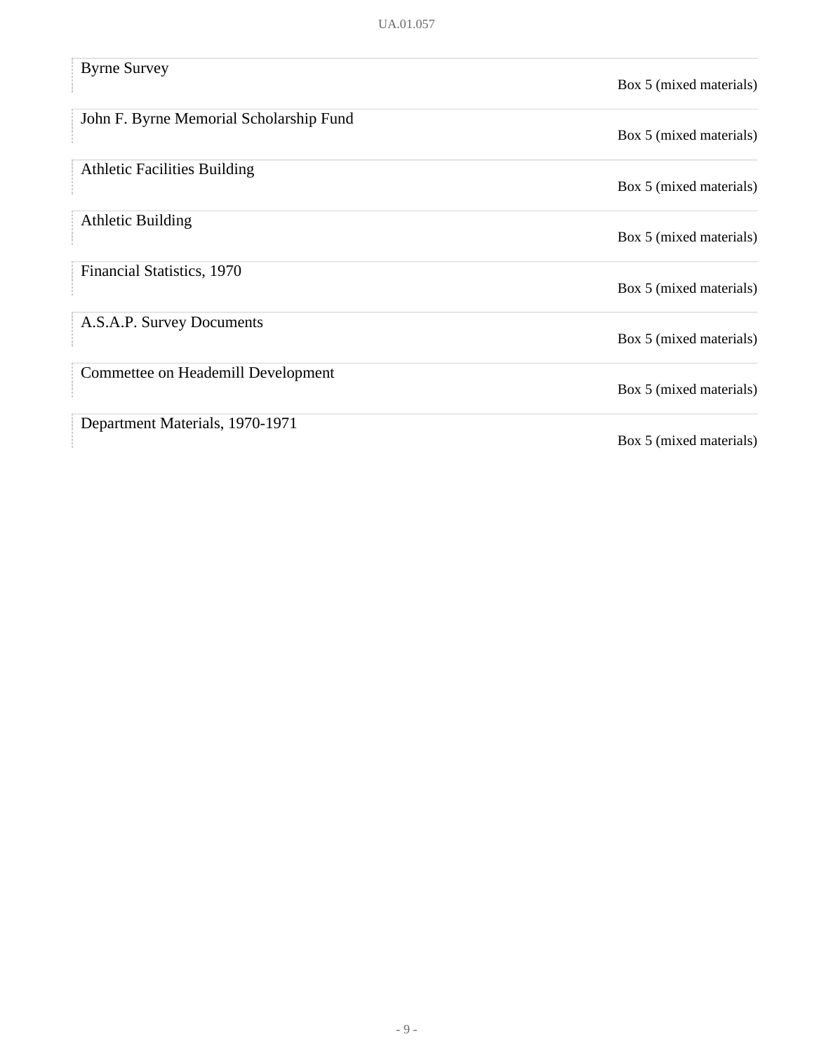| | |
|---|---|
| Byrne Survey | Box 5 (mixed materials) |
| John F. Byrne Memorial Scholarship Fund | Box 5 (mixed materials) |
| Athletic Facilities Building | Box 5 (mixed materials) |
| Athletic Building | Box 5 (mixed materials) |
| Financial Statistics, 1970 | Box 5 (mixed materials) |
| A.S.A.P. Survey Documents | Box 5 (mixed materials) |
| Commettee on Heademill Development | Box 5 (mixed materials) |
| Department Materials, 1970-1971 | Box 5 (mixed materials) |